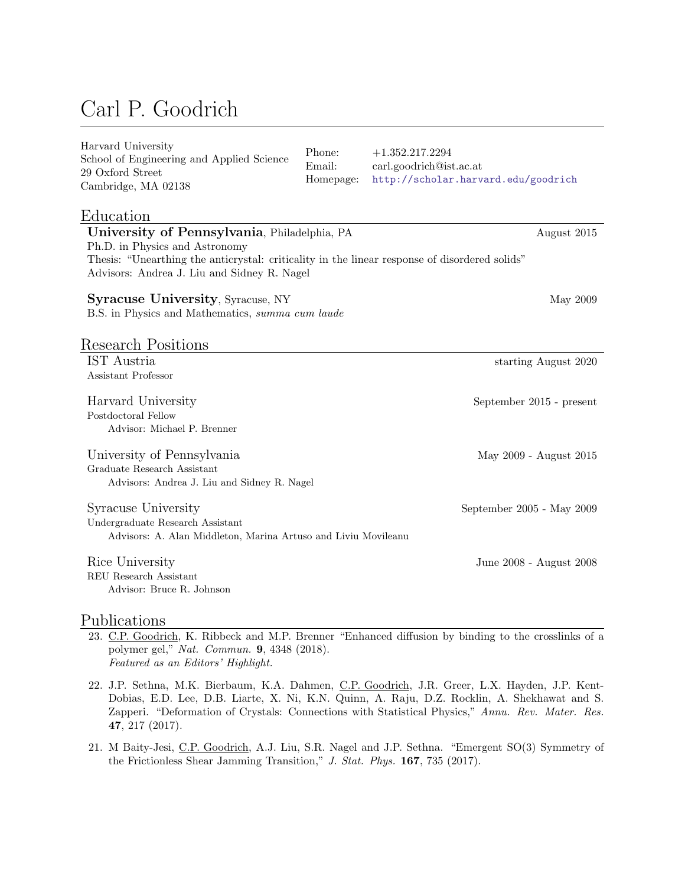# Carl P. Goodrich

Harvard University
School of Engineering and Applied Science
29 Oxford Street
Cambridge, MA 02138

Phone: +1.352.217.2294
Email: carl.goodrich@ist.ac.at
Homepage: http://scholar.harvard.edu/goodrich

## Education

**University of Pennsylvania**, Philadelphia, PA — August 2015
Ph.D. in Physics and Astronomy
Thesis: "Unearthing the anticrystal: criticality in the linear response of disordered solids"
Advisors: Andrea J. Liu and Sidney R. Nagel

**Syracuse University**, Syracuse, NY — May 2009
B.S. in Physics and Mathematics, *summa cum laude*

## Research Positions

IST Austria — starting August 2020
Assistant Professor

Harvard University — September 2015 - present
Postdoctoral Fellow
Advisor: Michael P. Brenner

University of Pennsylvania — May 2009 - August 2015
Graduate Research Assistant
Advisors: Andrea J. Liu and Sidney R. Nagel

Syracuse University — September 2005 - May 2009
Undergraduate Research Assistant
Advisors: A. Alan Middleton, Marina Artuso and Liviu Movileanu

Rice University — June 2008 - August 2008
REU Research Assistant
Advisor: Bruce R. Johnson

## Publications

23. C.P. Goodrich, K. Ribbeck and M.P. Brenner "Enhanced diffusion by binding to the crosslinks of a polymer gel," *Nat. Commun.* **9**, 4348 (2018).
*Featured as an Editors' Highlight.*

22. J.P. Sethna, M.K. Bierbaum, K.A. Dahmen, C.P. Goodrich, J.R. Greer, L.X. Hayden, J.P. Kent-Dobias, E.D. Lee, D.B. Liarte, X. Ni, K.N. Quinn, A. Raju, D.Z. Rocklin, A. Shekhawat and S. Zapperi. "Deformation of Crystals: Connections with Statistical Physics," *Annu. Rev. Mater. Res.* **47**, 217 (2017).

21. M Baity-Jesi, C.P. Goodrich, A.J. Liu, S.R. Nagel and J.P. Sethna. "Emergent SO(3) Symmetry of the Frictionless Shear Jamming Transition," *J. Stat. Phys.* **167**, 735 (2017).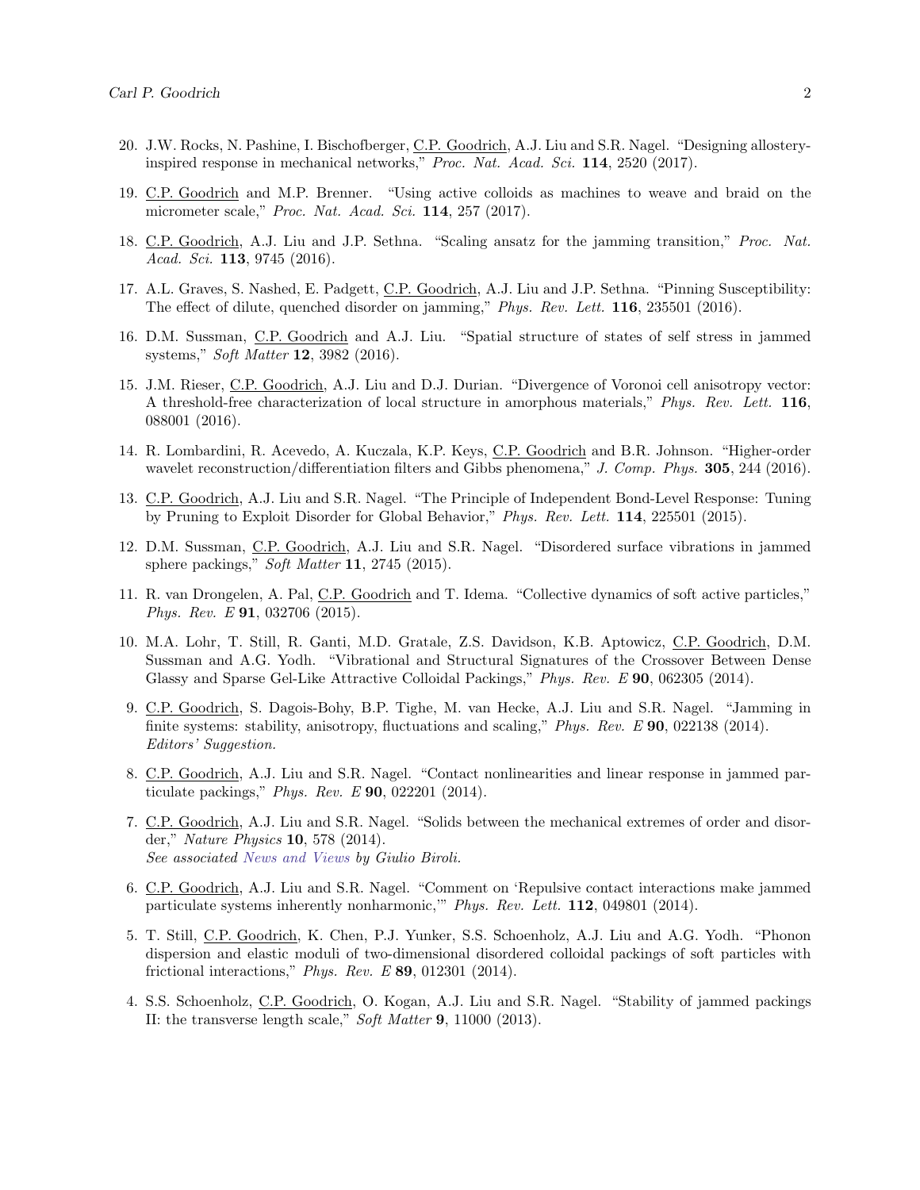20. J.W. Rocks, N. Pashine, I. Bischofberger, C.P. Goodrich, A.J. Liu and S.R. Nagel. "Designing allostery-inspired response in mechanical networks," *Proc. Nat. Acad. Sci.* **114**, 2520 (2017).

19. C.P. Goodrich and M.P. Brenner. "Using active colloids as machines to weave and braid on the micrometer scale," *Proc. Nat. Acad. Sci.* **114**, 257 (2017).

18. C.P. Goodrich, A.J. Liu and J.P. Sethna. "Scaling ansatz for the jamming transition," *Proc. Nat. Acad. Sci.* **113**, 9745 (2016).

17. A.L. Graves, S. Nashed, E. Padgett, C.P. Goodrich, A.J. Liu and J.P. Sethna. "Pinning Susceptibility: The effect of dilute, quenched disorder on jamming," *Phys. Rev. Lett.* **116**, 235501 (2016).

16. D.M. Sussman, C.P. Goodrich and A.J. Liu. "Spatial structure of states of self stress in jammed systems," *Soft Matter* **12**, 3982 (2016).

15. J.M. Rieser, C.P. Goodrich, A.J. Liu and D.J. Durian. "Divergence of Voronoi cell anisotropy vector: A threshold-free characterization of local structure in amorphous materials," *Phys. Rev. Lett.* **116**, 088001 (2016).

14. R. Lombardini, R. Acevedo, A. Kuczala, K.P. Keys, C.P. Goodrich and B.R. Johnson. "Higher-order wavelet reconstruction/differentiation filters and Gibbs phenomena," *J. Comp. Phys.* **305**, 244 (2016).

13. C.P. Goodrich, A.J. Liu and S.R. Nagel. "The Principle of Independent Bond-Level Response: Tuning by Pruning to Exploit Disorder for Global Behavior," *Phys. Rev. Lett.* **114**, 225501 (2015).

12. D.M. Sussman, C.P. Goodrich, A.J. Liu and S.R. Nagel. "Disordered surface vibrations in jammed sphere packings," *Soft Matter* **11**, 2745 (2015).

11. R. van Drongelen, A. Pal, C.P. Goodrich and T. Idema. "Collective dynamics of soft active particles," *Phys. Rev. E* **91**, 032706 (2015).

10. M.A. Lohr, T. Still, R. Ganti, M.D. Gratale, Z.S. Davidson, K.B. Aptowicz, C.P. Goodrich, D.M. Sussman and A.G. Yodh. "Vibrational and Structural Signatures of the Crossover Between Dense Glassy and Sparse Gel-Like Attractive Colloidal Packings," *Phys. Rev. E* **90**, 062305 (2014).

9. C.P. Goodrich, S. Dagois-Bohy, B.P. Tighe, M. van Hecke, A.J. Liu and S.R. Nagel. "Jamming in finite systems: stability, anisotropy, fluctuations and scaling," *Phys. Rev. E* **90**, 022138 (2014). *Editors' Suggestion.*

8. C.P. Goodrich, A.J. Liu and S.R. Nagel. "Contact nonlinearities and linear response in jammed particulate packings," *Phys. Rev. E* **90**, 022201 (2014).

7. C.P. Goodrich, A.J. Liu and S.R. Nagel. "Solids between the mechanical extremes of order and disorder," *Nature Physics* **10**, 578 (2014). *See associated News and Views by Giulio Biroli.*

6. C.P. Goodrich, A.J. Liu and S.R. Nagel. "Comment on 'Repulsive contact interactions make jammed particulate systems inherently nonharmonic,'" *Phys. Rev. Lett.* **112**, 049801 (2014).

5. T. Still, C.P. Goodrich, K. Chen, P.J. Yunker, S.S. Schoenholz, A.J. Liu and A.G. Yodh. "Phonon dispersion and elastic moduli of two-dimensional disordered colloidal packings of soft particles with frictional interactions," *Phys. Rev. E* **89**, 012301 (2014).

4. S.S. Schoenholz, C.P. Goodrich, O. Kogan, A.J. Liu and S.R. Nagel. "Stability of jammed packings II: the transverse length scale," *Soft Matter* **9**, 11000 (2013).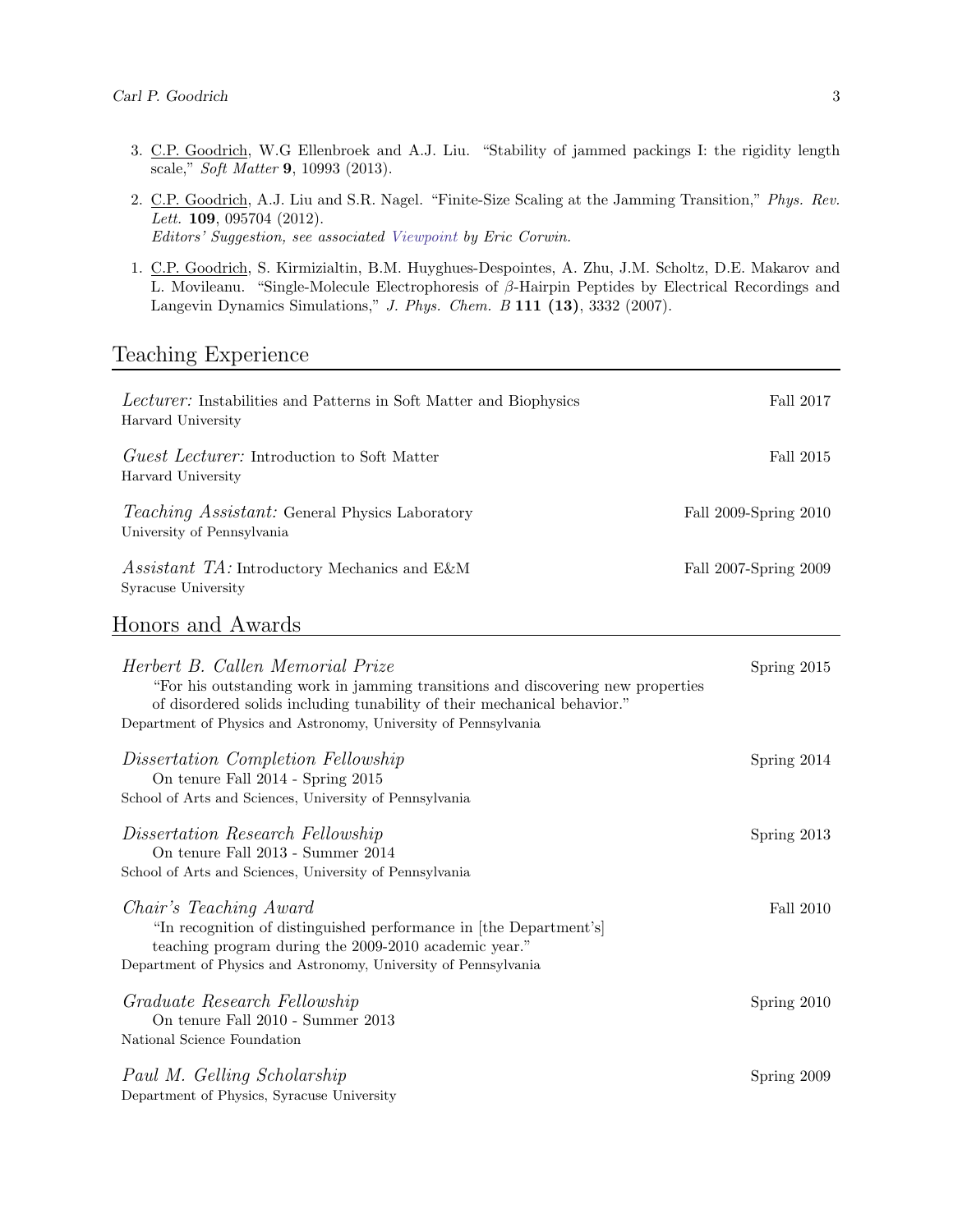3. C.P. Goodrich, W.G Ellenbroek and A.J. Liu. "Stability of jammed packings I: the rigidity length scale," *Soft Matter* **9**, 10993 (2013).

2. C.P. Goodrich, A.J. Liu and S.R. Nagel. "Finite-Size Scaling at the Jamming Transition," *Phys. Rev. Lett.* **109**, 095704 (2012).
   *Editors' Suggestion, see associated Viewpoint by Eric Corwin.*

1. C.P. Goodrich, S. Kirmizialtin, B.M. Huyghues-Despointes, A. Zhu, J.M. Scholtz, D.E. Makarov and L. Movileanu. "Single-Molecule Electrophoresis of $\beta$-Hairpin Peptides by Electrical Recordings and Langevin Dynamics Simulations," *J. Phys. Chem. B* **111 (13)**, 3332 (2007).

## Teaching Experience

*Lecturer:* Instabilities and Patterns in Soft Matter and Biophysics — Fall 2017
Harvard University

*Guest Lecturer:* Introduction to Soft Matter — Fall 2015
Harvard University

*Teaching Assistant:* General Physics Laboratory — Fall 2009-Spring 2010
University of Pennsylvania

*Assistant TA:* Introductory Mechanics and E&M — Fall 2007-Spring 2009
Syracuse University

## Honors and Awards

*Herbert B. Callen Memorial Prize* — Spring 2015
"For his outstanding work in jamming transitions and discovering new properties of disordered solids including tunability of their mechanical behavior."
Department of Physics and Astronomy, University of Pennsylvania

*Dissertation Completion Fellowship* — Spring 2014
On tenure Fall 2014 - Spring 2015
School of Arts and Sciences, University of Pennsylvania

*Dissertation Research Fellowship* — Spring 2013
On tenure Fall 2013 - Summer 2014
School of Arts and Sciences, University of Pennsylvania

*Chair's Teaching Award* — Fall 2010
"In recognition of distinguished performance in [the Department's] teaching program during the 2009-2010 academic year."
Department of Physics and Astronomy, University of Pennsylvania

*Graduate Research Fellowship* — Spring 2010
On tenure Fall 2010 - Summer 2013
National Science Foundation

*Paul M. Gelling Scholarship* — Spring 2009
Department of Physics, Syracuse University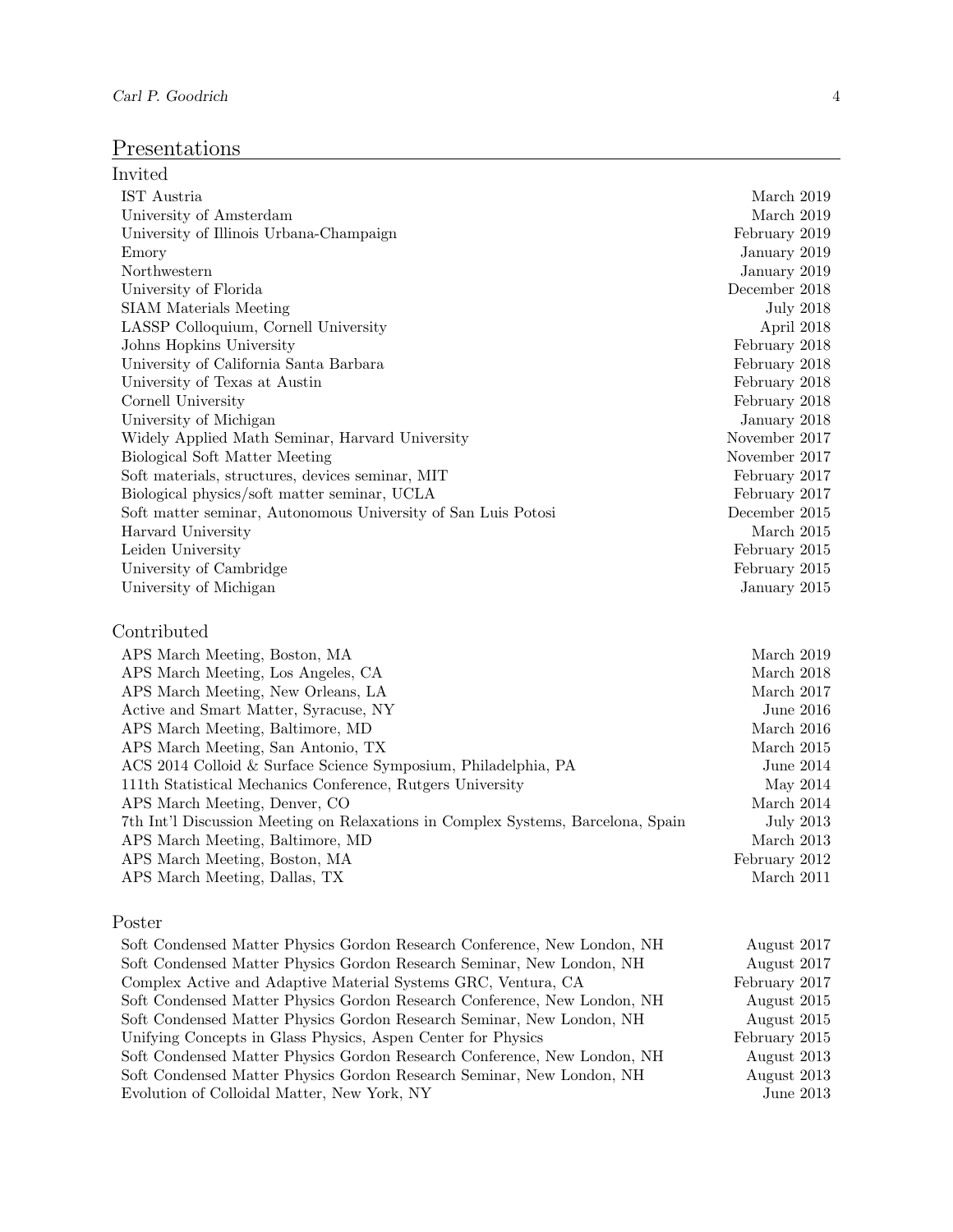## Presentations

### Invited

| | |
|---|---|
| IST Austria | March 2019 |
| University of Amsterdam | March 2019 |
| University of Illinois Urbana-Champaign | February 2019 |
| Emory | January 2019 |
| Northwestern | January 2019 |
| University of Florida | December 2018 |
| SIAM Materials Meeting | July 2018 |
| LASSP Colloquium, Cornell University | April 2018 |
| Johns Hopkins University | February 2018 |
| University of California Santa Barbara | February 2018 |
| University of Texas at Austin | February 2018 |
| Cornell University | February 2018 |
| University of Michigan | January 2018 |
| Widely Applied Math Seminar, Harvard University | November 2017 |
| Biological Soft Matter Meeting | November 2017 |
| Soft materials, structures, devices seminar, MIT | February 2017 |
| Biological physics/soft matter seminar, UCLA | February 2017 |
| Soft matter seminar, Autonomous University of San Luis Potosi | December 2015 |
| Harvard University | March 2015 |
| Leiden University | February 2015 |
| University of Cambridge | February 2015 |
| University of Michigan | January 2015 |

### Contributed

| | |
|---|---|
| APS March Meeting, Boston, MA | March 2019 |
| APS March Meeting, Los Angeles, CA | March 2018 |
| APS March Meeting, New Orleans, LA | March 2017 |
| Active and Smart Matter, Syracuse, NY | June 2016 |
| APS March Meeting, Baltimore, MD | March 2016 |
| APS March Meeting, San Antonio, TX | March 2015 |
| ACS 2014 Colloid & Surface Science Symposium, Philadelphia, PA | June 2014 |
| 111th Statistical Mechanics Conference, Rutgers University | May 2014 |
| APS March Meeting, Denver, CO | March 2014 |
| 7th Int'l Discussion Meeting on Relaxations in Complex Systems, Barcelona, Spain | July 2013 |
| APS March Meeting, Baltimore, MD | March 2013 |
| APS March Meeting, Boston, MA | February 2012 |
| APS March Meeting, Dallas, TX | March 2011 |

### Poster

| | |
|---|---|
| Soft Condensed Matter Physics Gordon Research Conference, New London, NH | August 2017 |
| Soft Condensed Matter Physics Gordon Research Seminar, New London, NH | August 2017 |
| Complex Active and Adaptive Material Systems GRC, Ventura, CA | February 2017 |
| Soft Condensed Matter Physics Gordon Research Conference, New London, NH | August 2015 |
| Soft Condensed Matter Physics Gordon Research Seminar, New London, NH | August 2015 |
| Unifying Concepts in Glass Physics, Aspen Center for Physics | February 2015 |
| Soft Condensed Matter Physics Gordon Research Conference, New London, NH | August 2013 |
| Soft Condensed Matter Physics Gordon Research Seminar, New London, NH | August 2013 |
| Evolution of Colloidal Matter, New York, NY | June 2013 |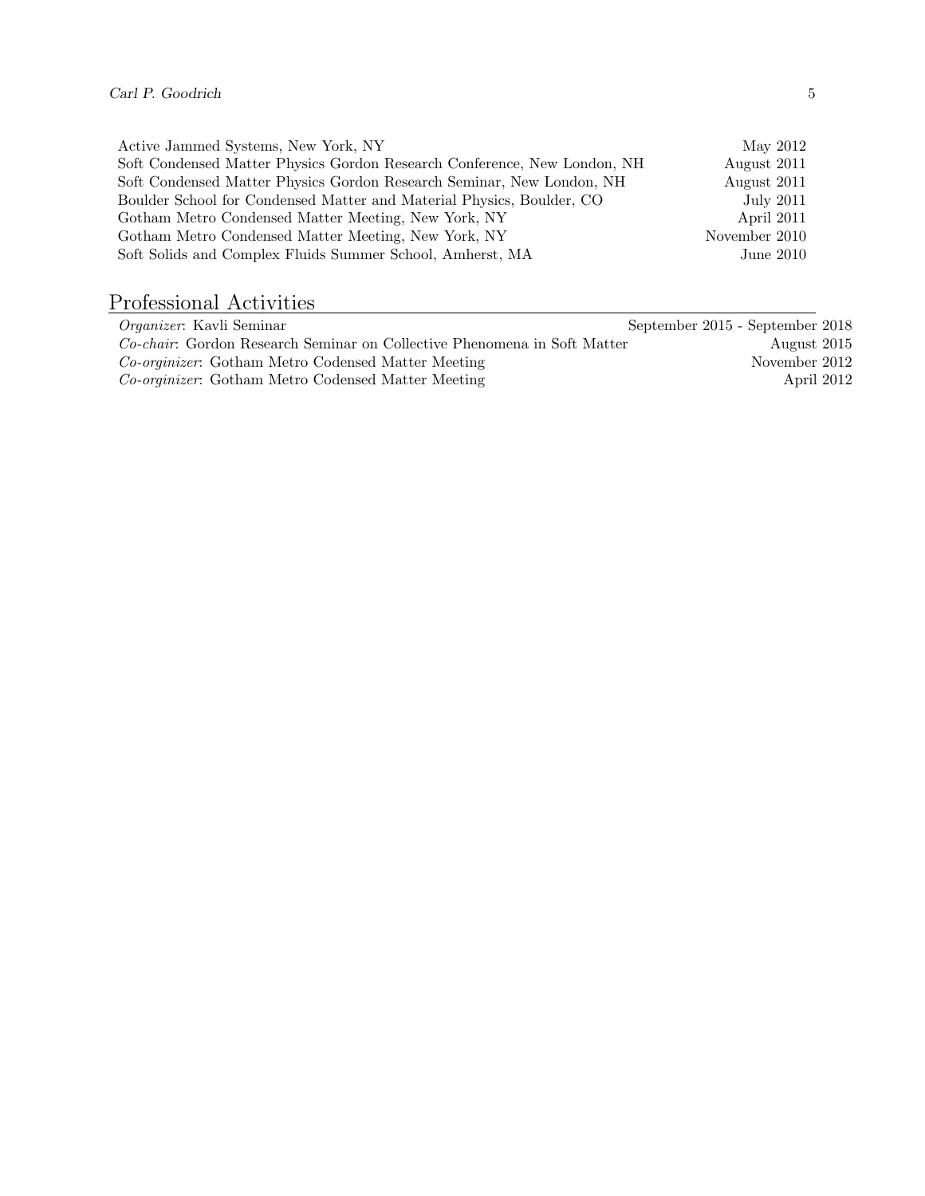| | |
|---|---|
| Active Jammed Systems, New York, NY | May 2012 |
| Soft Condensed Matter Physics Gordon Research Conference, New London, NH | August 2011 |
| Soft Condensed Matter Physics Gordon Research Seminar, New London, NH | August 2011 |
| Boulder School for Condensed Matter and Material Physics, Boulder, CO | July 2011 |
| Gotham Metro Condensed Matter Meeting, New York, NY | April 2011 |
| Gotham Metro Condensed Matter Meeting, New York, NY | November 2010 |
| Soft Solids and Complex Fluids Summer School, Amherst, MA | June 2010 |

## Professional Activities

| | |
|---|---|
| *Organizer*: Kavli Seminar | September 2015 - September 2018 |
| *Co-chair*: Gordon Research Seminar on Collective Phenomena in Soft Matter | August 2015 |
| *Co-orginizer*: Gotham Metro Codensed Matter Meeting | November 2012 |
| *Co-orginizer*: Gotham Metro Codensed Matter Meeting | April 2012 |